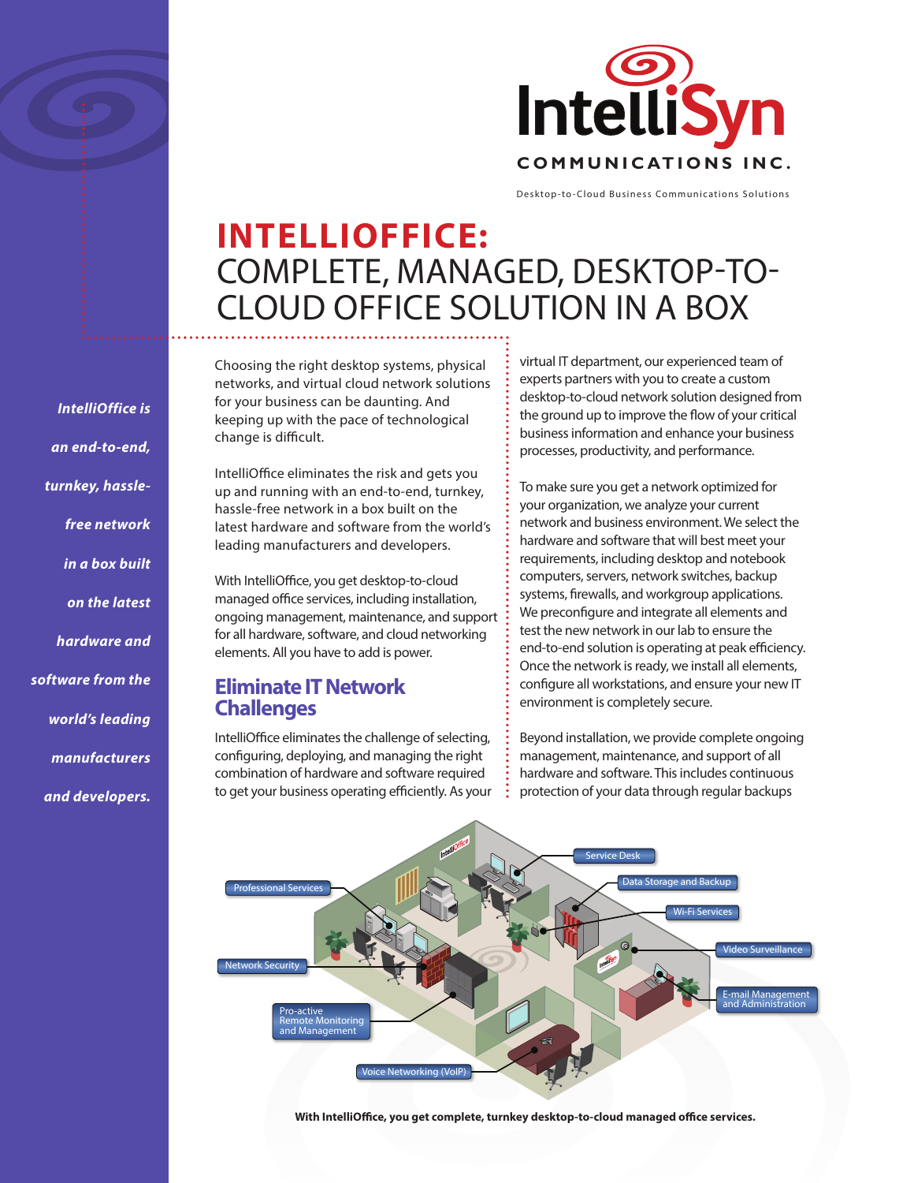# IntelliSyn

COMMUNICATIONS INC.

Desktop-to-Cloud Business Communications Solutions

# INTELLIOFFICE: COMPLETE, MANAGED, DESKTOP-TO-CLOUD OFFICE SOLUTION IN A BOX

*IntelliOffice is an end-to-end, turnkey, hassle-free network in a box built on the latest hardware and software from the world's leading manufacturers and developers.*

Choosing the right desktop systems, physical networks, and virtual cloud network solutions for your business can be daunting. And keeping up with the pace of technological change is difficult.

IntelliOffice eliminates the risk and gets you up and running with an end-to-end, turnkey, hassle-free network in a box built on the latest hardware and software from the world's leading manufacturers and developers.

With IntelliOffice, you get desktop-to-cloud managed office services, including installation, ongoing management, maintenance, and support for all hardware, software, and cloud networking elements. All you have to add is power.

## Eliminate IT Network Challenges

IntelliOffice eliminates the challenge of selecting, configuring, deploying, and managing the right combination of hardware and software required to get your business operating efficiently. As your virtual IT department, our experienced team of experts partners with you to create a custom desktop-to-cloud network solution designed from the ground up to improve the flow of your critical business information and enhance your business processes, productivity, and performance.

To make sure you get a network optimized for your organization, we analyze your current network and business environment. We select the hardware and software that will best meet your requirements, including desktop and notebook computers, servers, network switches, backup systems, firewalls, and workgroup applications. We preconfigure and integrate all elements and test the new network in our lab to ensure the end-to-end solution is operating at peak efficiency. Once the network is ready, we install all elements, configure all workstations, and ensure your new IT environment is completely secure.

Beyond installation, we provide complete ongoing management, maintenance, and support of all hardware and software. This includes continuous protection of your data through regular backups

Service Desk
Data Storage and Backup
Wi-Fi Services
Video Surveillance
E-mail Management and Administration
Professional Services
Network Security
Pro-active Remote Monitoring and Management
Voice Networking (VoIP)

**With IntelliOffice, you get complete, turnkey desktop-to-cloud managed office services.**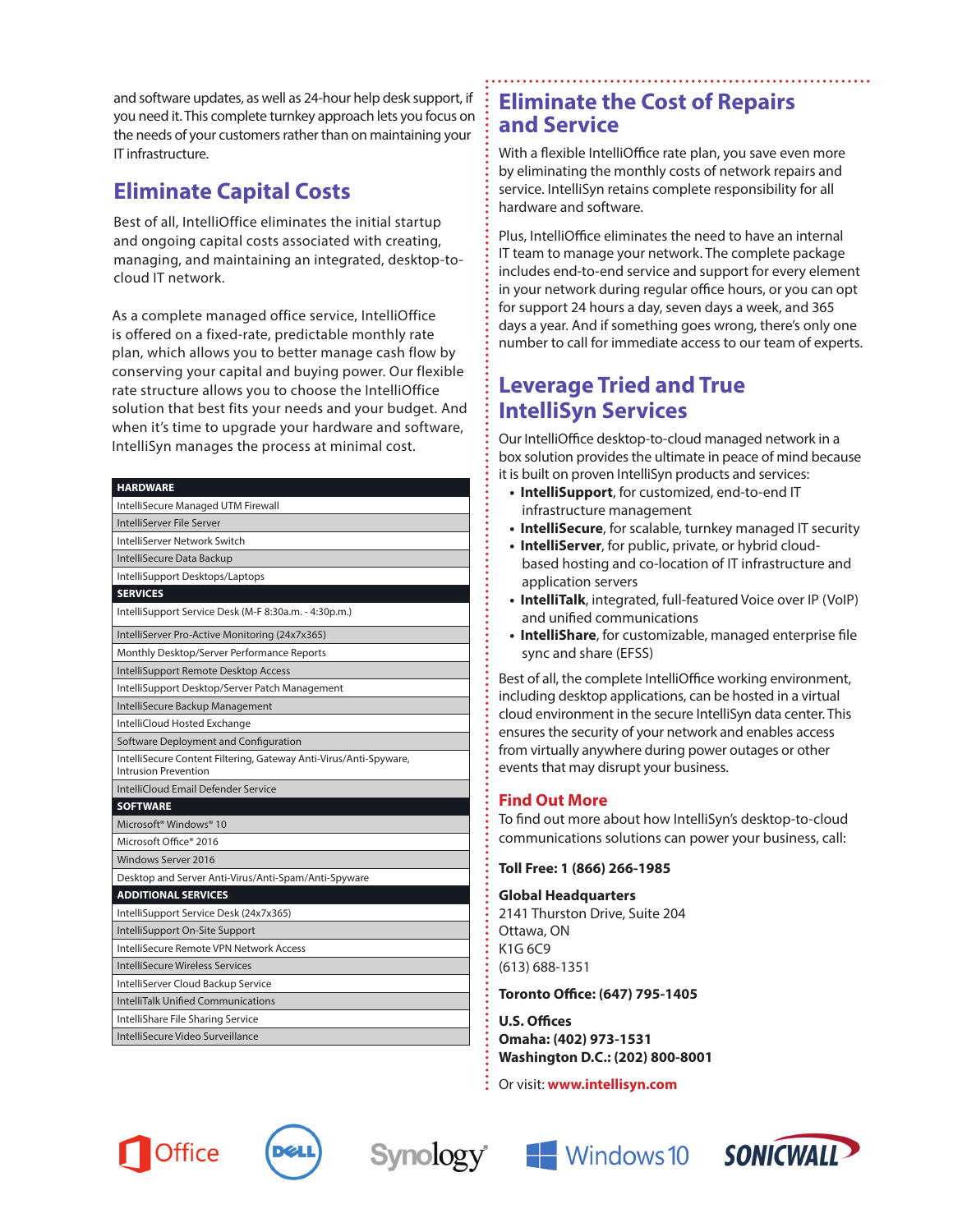and software updates, as well as 24-hour help desk support, if you need it. This complete turnkey approach lets you focus on the needs of your customers rather than on maintaining your IT infrastructure.

## Eliminate Capital Costs

Best of all, IntelliOffice eliminates the initial startup and ongoing capital costs associated with creating, managing, and maintaining an integrated, desktop-to-cloud IT network.

As a complete managed office service, IntelliOffice is offered on a fixed-rate, predictable monthly rate plan, which allows you to better manage cash flow by conserving your capital and buying power. Our flexible rate structure allows you to choose the IntelliOffice solution that best fits your needs and your budget. And when it's time to upgrade your hardware and software, IntelliSyn manages the process at minimal cost.

| HARDWARE |
|---|
| IntelliSecure Managed UTM Firewall |
| IntelliServer File Server |
| IntelliServer Network Switch |
| IntelliSecure Data Backup |
| IntelliSupport Desktops/Laptops |
| **SERVICES** |
| IntelliSupport Service Desk (M-F 8:30a.m. - 4:30p.m.) |
| IntelliServer Pro-Active Monitoring (24x7x365) |
| Monthly Desktop/Server Performance Reports |
| IntelliSupport Remote Desktop Access |
| IntelliSupport Desktop/Server Patch Management |
| IntelliSecure Backup Management |
| IntelliCloud Hosted Exchange |
| Software Deployment and Configuration |
| IntelliSecure Content Filtering, Gateway Anti-Virus/Anti-Spyware, Intrusion Prevention |
| IntelliCloud Email Defender Service |
| **SOFTWARE** |
| Microsoft® Windows® 10 |
| Microsoft Office® 2016 |
| Windows Server 2016 |
| Desktop and Server Anti-Virus/Anti-Spam/Anti-Spyware |
| **ADDITIONAL SERVICES** |
| IntelliSupport Service Desk (24x7x365) |
| IntelliSupport On-Site Support |
| IntelliSecure Remote VPN Network Access |
| IntelliSecure Wireless Services |
| IntelliServer Cloud Backup Service |
| IntelliTalk Unified Communications |
| IntelliShare File Sharing Service |
| IntelliSecure Video Surveillance |

## Eliminate the Cost of Repairs and Service

With a flexible IntelliOffice rate plan, you save even more by eliminating the monthly costs of network repairs and service. IntelliSyn retains complete responsibility for all hardware and software.

Plus, IntelliOffice eliminates the need to have an internal IT team to manage your network. The complete package includes end-to-end service and support for every element in your network during regular office hours, or you can opt for support 24 hours a day, seven days a week, and 365 days a year. And if something goes wrong, there's only one number to call for immediate access to our team of experts.

## Leverage Tried and True IntelliSyn Services

Our IntelliOffice desktop-to-cloud managed network in a box solution provides the ultimate in peace of mind because it is built on proven IntelliSyn products and services:

- **IntelliSupport**, for customized, end-to-end IT infrastructure management
- **IntelliSecure**, for scalable, turnkey managed IT security
- **IntelliServer**, for public, private, or hybrid cloud-based hosting and co-location of IT infrastructure and application servers
- **IntelliTalk**, integrated, full-featured Voice over IP (VoIP) and unified communications
- **IntelliShare**, for customizable, managed enterprise file sync and share (EFSS)

Best of all, the complete IntelliOffice working environment, including desktop applications, can be hosted in a virtual cloud environment in the secure IntelliSyn data center. This ensures the security of your network and enables access from virtually anywhere during power outages or other events that may disrupt your business.

### Find Out More

To find out more about how IntelliSyn's desktop-to-cloud communications solutions can power your business, call:

**Toll Free: 1 (866) 266-1985**

**Global Headquarters**
2141 Thurston Drive, Suite 204
Ottawa, ON
K1G 6C9
(613) 688-1351

**Toronto Office: (647) 795-1405**

**U.S. Offices**
**Omaha: (402) 973-1531**
**Washington D.C.: (202) 800-8001**

Or visit: **www.intellisyn.com**

Office DELL Synology Windows 10 SONICWALL